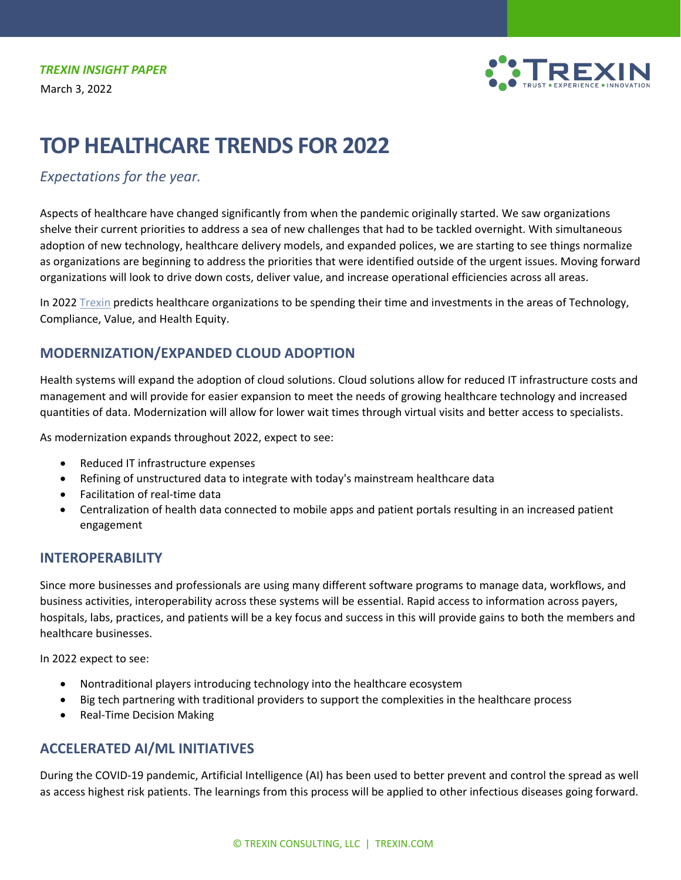*TREXIN INSIGHT PAPER*

March 3, 2022

# TOP HEALTHCARE TRENDS FOR 2022

*Expectations for the year.*

Aspects of healthcare have changed significantly from when the pandemic originally started. We saw organizations shelve their current priorities to address a sea of new challenges that had to be tackled overnight. With simultaneous adoption of new technology, healthcare delivery models, and expanded polices, we are starting to see things normalize as organizations are beginning to address the priorities that were identified outside of the urgent issues. Moving forward organizations will look to drive down costs, deliver value, and increase operational efficiencies across all areas.

In 2022 Trexin predicts healthcare organizations to be spending their time and investments in the areas of Technology, Compliance, Value, and Health Equity.

## MODERNIZATION/EXPANDED CLOUD ADOPTION

Health systems will expand the adoption of cloud solutions. Cloud solutions allow for reduced IT infrastructure costs and management and will provide for easier expansion to meet the needs of growing healthcare technology and increased quantities of data. Modernization will allow for lower wait times through virtual visits and better access to specialists.

As modernization expands throughout 2022, expect to see:

- Reduced IT infrastructure expenses
- Refining of unstructured data to integrate with today's mainstream healthcare data
- Facilitation of real-time data
- Centralization of health data connected to mobile apps and patient portals resulting in an increased patient engagement

## INTEROPERABILITY

Since more businesses and professionals are using many different software programs to manage data, workflows, and business activities, interoperability across these systems will be essential. Rapid access to information across payers, hospitals, labs, practices, and patients will be a key focus and success in this will provide gains to both the members and healthcare businesses.

In 2022 expect to see:

- Nontraditional players introducing technology into the healthcare ecosystem
- Big tech partnering with traditional providers to support the complexities in the healthcare process
- Real-Time Decision Making

## ACCELERATED AI/ML INITIATIVES

During the COVID-19 pandemic, Artificial Intelligence (AI) has been used to better prevent and control the spread as well as access highest risk patients. The learnings from this process will be applied to other infectious diseases going forward.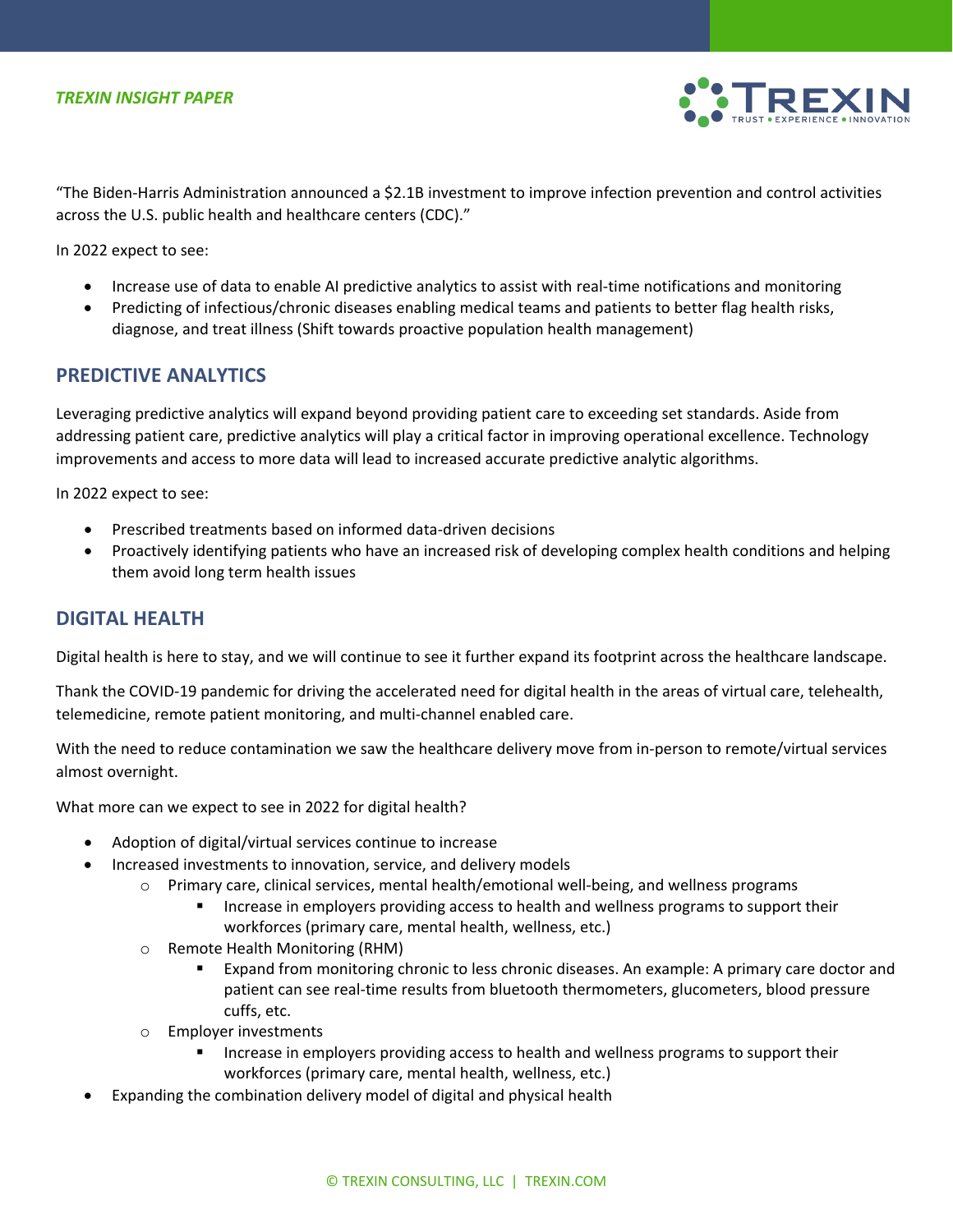"The Biden-Harris Administration announced a $2.1B investment to improve infection prevention and control activities across the U.S. public health and healthcare centers (CDC)."

In 2022 expect to see:

- Increase use of data to enable AI predictive analytics to assist with real-time notifications and monitoring
- Predicting of infectious/chronic diseases enabling medical teams and patients to better flag health risks, diagnose, and treat illness (Shift towards proactive population health management)

## PREDICTIVE ANALYTICS

Leveraging predictive analytics will expand beyond providing patient care to exceeding set standards. Aside from addressing patient care, predictive analytics will play a critical factor in improving operational excellence. Technology improvements and access to more data will lead to increased accurate predictive analytic algorithms.

In 2022 expect to see:

- Prescribed treatments based on informed data-driven decisions
- Proactively identifying patients who have an increased risk of developing complex health conditions and helping them avoid long term health issues

## DIGITAL HEALTH

Digital health is here to stay, and we will continue to see it further expand its footprint across the healthcare landscape.

Thank the COVID-19 pandemic for driving the accelerated need for digital health in the areas of virtual care, telehealth, telemedicine, remote patient monitoring, and multi-channel enabled care.

With the need to reduce contamination we saw the healthcare delivery move from in-person to remote/virtual services almost overnight.

What more can we expect to see in 2022 for digital health?

- Adoption of digital/virtual services continue to increase
- Increased investments to innovation, service, and delivery models
  - Primary care, clinical services, mental health/emotional well-being, and wellness programs
    - Increase in employers providing access to health and wellness programs to support their workforces (primary care, mental health, wellness, etc.)
  - Remote Health Monitoring (RHM)
    - Expand from monitoring chronic to less chronic diseases. An example: A primary care doctor and patient can see real-time results from bluetooth thermometers, glucometers, blood pressure cuffs, etc.
  - Employer investments
    - Increase in employers providing access to health and wellness programs to support their workforces (primary care, mental health, wellness, etc.)
- Expanding the combination delivery model of digital and physical health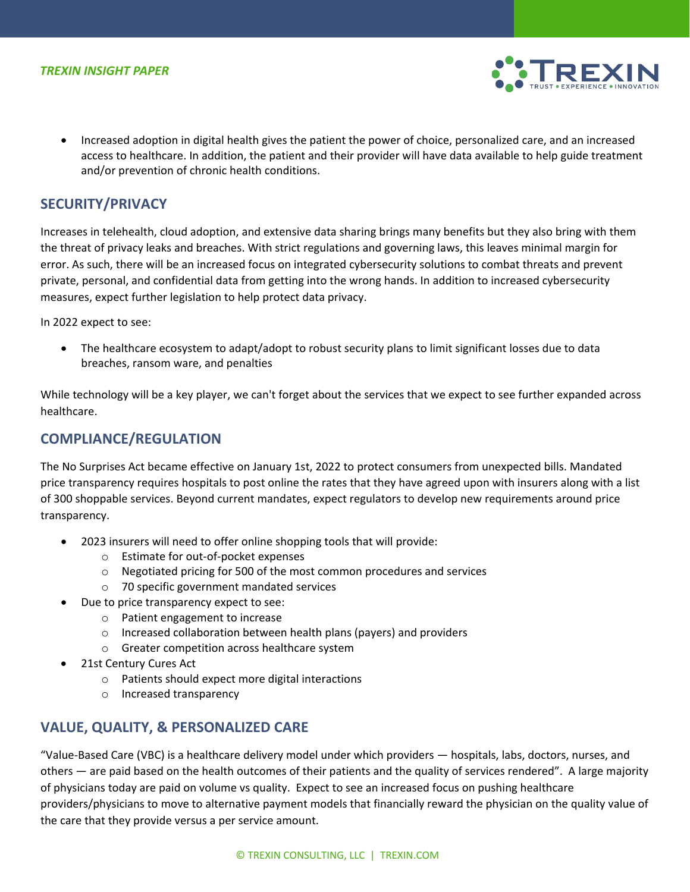- Increased adoption in digital health gives the patient the power of choice, personalized care, and an increased access to healthcare. In addition, the patient and their provider will have data available to help guide treatment and/or prevention of chronic health conditions.

## SECURITY/PRIVACY

Increases in telehealth, cloud adoption, and extensive data sharing brings many benefits but they also bring with them the threat of privacy leaks and breaches. With strict regulations and governing laws, this leaves minimal margin for error. As such, there will be an increased focus on integrated cybersecurity solutions to combat threats and prevent private, personal, and confidential data from getting into the wrong hands. In addition to increased cybersecurity measures, expect further legislation to help protect data privacy.

In 2022 expect to see:

- The healthcare ecosystem to adapt/adopt to robust security plans to limit significant losses due to data breaches, ransom ware, and penalties

While technology will be a key player, we can't forget about the services that we expect to see further expanded across healthcare.

## COMPLIANCE/REGULATION

The No Surprises Act became effective on January 1st, 2022 to protect consumers from unexpected bills. Mandated price transparency requires hospitals to post online the rates that they have agreed upon with insurers along with a list of 300 shoppable services. Beyond current mandates, expect regulators to develop new requirements around price transparency.

- 2023 insurers will need to offer online shopping tools that will provide:
  - Estimate for out-of-pocket expenses
  - Negotiated pricing for 500 of the most common procedures and services
  - 70 specific government mandated services
- Due to price transparency expect to see:
  - Patient engagement to increase
  - Increased collaboration between health plans (payers) and providers
  - Greater competition across healthcare system
- 21st Century Cures Act
  - Patients should expect more digital interactions
  - Increased transparency

## VALUE, QUALITY, & PERSONALIZED CARE

"Value-Based Care (VBC) is a healthcare delivery model under which providers — hospitals, labs, doctors, nurses, and others — are paid based on the health outcomes of their patients and the quality of services rendered". A large majority of physicians today are paid on volume vs quality. Expect to see an increased focus on pushing healthcare providers/physicians to move to alternative payment models that financially reward the physician on the quality value of the care that they provide versus a per service amount.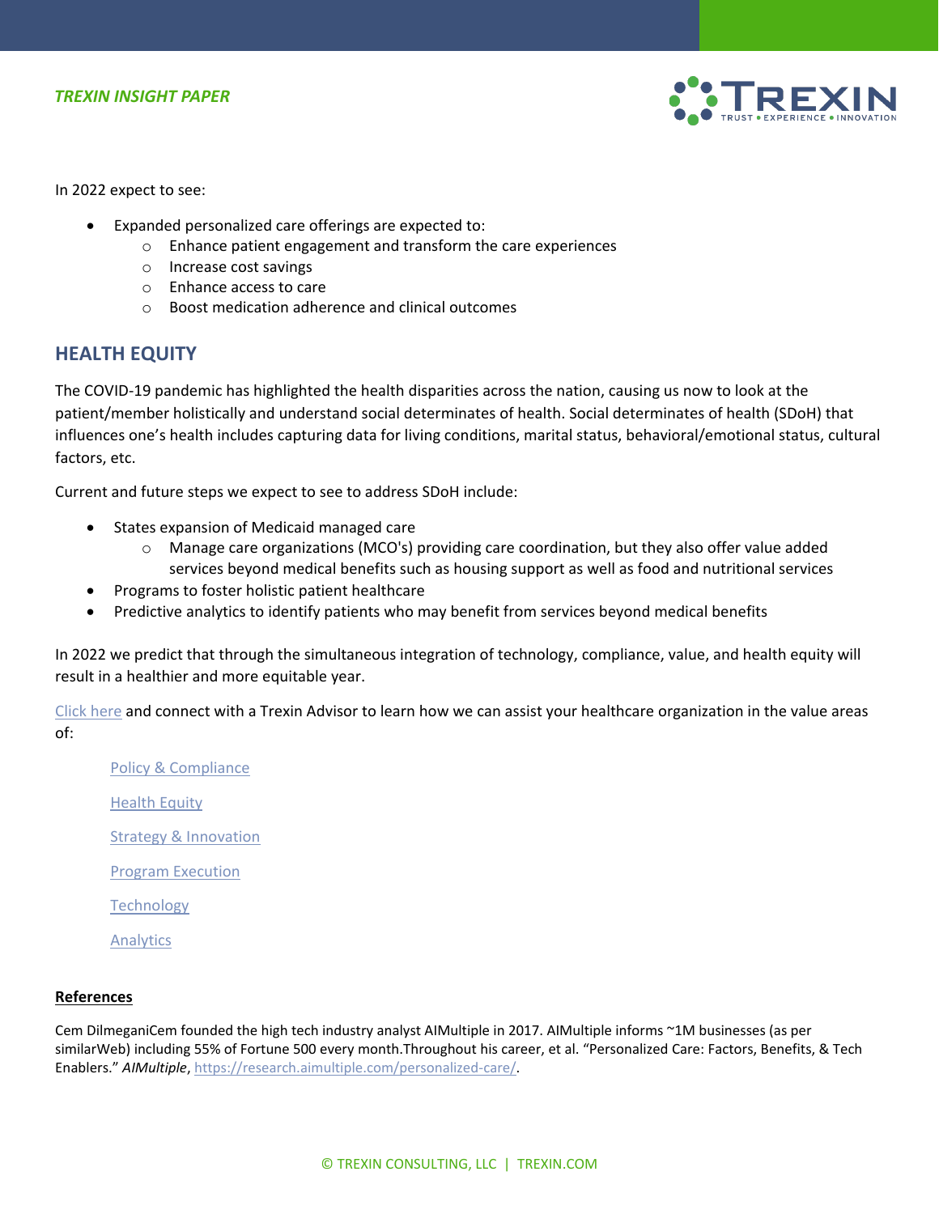In 2022 expect to see:

- Expanded personalized care offerings are expected to:
    - Enhance patient engagement and transform the care experiences
    - Increase cost savings
    - Enhance access to care
    - Boost medication adherence and clinical outcomes

## HEALTH EQUITY

The COVID-19 pandemic has highlighted the health disparities across the nation, causing us now to look at the patient/member holistically and understand social determinates of health. Social determinates of health (SDoH) that influences one's health includes capturing data for living conditions, marital status, behavioral/emotional status, cultural factors, etc.

Current and future steps we expect to see to address SDoH include:

- States expansion of Medicaid managed care
    - Manage care organizations (MCO's) providing care coordination, but they also offer value added services beyond medical benefits such as housing support as well as food and nutritional services
- Programs to foster holistic patient healthcare
- Predictive analytics to identify patients who may benefit from services beyond medical benefits

In 2022 we predict that through the simultaneous integration of technology, compliance, value, and health equity will result in a healthier and more equitable year.

Click here and connect with a Trexin Advisor to learn how we can assist your healthcare organization in the value areas of:

Policy & Compliance

Health Equity

Strategy & Innovation

Program Execution

Technology

Analytics

**References**

Cem DilmeganiCem founded the high tech industry analyst AIMultiple in 2017. AIMultiple informs ~1M businesses (as per similarWeb) including 55% of Fortune 500 every month.Throughout his career, et al. "Personalized Care: Factors, Benefits, & Tech Enablers." *AIMultiple*, https://research.aimultiple.com/personalized-care/.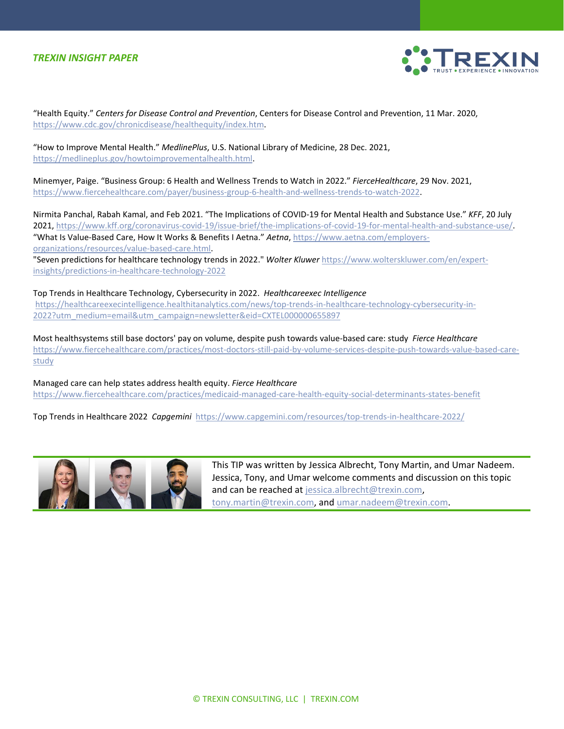"Health Equity." *Centers for Disease Control and Prevention*, Centers for Disease Control and Prevention, 11 Mar. 2020, https://www.cdc.gov/chronicdisease/healthequity/index.htm.

"How to Improve Mental Health." *MedlinePlus*, U.S. National Library of Medicine, 28 Dec. 2021, https://medlineplus.gov/howtoimprovementalhealth.html.

Minemyer, Paige. "Business Group: 6 Health and Wellness Trends to Watch in 2022." *FierceHealthcare*, 29 Nov. 2021, https://www.fiercehealthcare.com/payer/business-group-6-health-and-wellness-trends-to-watch-2022.

Nirmita Panchal, Rabah Kamal, and Feb 2021. "The Implications of COVID-19 for Mental Health and Substance Use." *KFF*, 20 July 2021, https://www.kff.org/coronavirus-covid-19/issue-brief/the-implications-of-covid-19-for-mental-health-and-substance-use/.
"What Is Value-Based Care, How It Works & Benefits I Aetna." *Aetna*, https://www.aetna.com/employers-organizations/resources/value-based-care.html.
"Seven predictions for healthcare technology trends in 2022." *Wolter Kluwer* https://www.wolterskluwer.com/en/expert-insights/predictions-in-healthcare-technology-2022

Top Trends in Healthcare Technology, Cybersecurity in 2022. *Healthcareexec Intelligence* https://healthcareexecintelligence.healthitanalytics.com/news/top-trends-in-healthcare-technology-cybersecurity-in-2022?utm_medium=email&utm_campaign=newsletter&eid=CXTEL000000655897

Most healthsystems still base doctors' pay on volume, despite push towards value-based care: study *Fierce Healthcare* https://www.fiercehealthcare.com/practices/most-doctors-still-paid-by-volume-services-despite-push-towards-value-based-care-study

Managed care can help states address health equity. *Fierce Healthcare* https://www.fiercehealthcare.com/practices/medicaid-managed-care-health-equity-social-determinants-states-benefit

Top Trends in Healthcare 2022 *Capgemini* https://www.capgemini.com/resources/top-trends-in-healthcare-2022/

This TIP was written by Jessica Albrecht, Tony Martin, and Umar Nadeem. Jessica, Tony, and Umar welcome comments and discussion on this topic and can be reached at jessica.albrecht@trexin.com, tony.martin@trexin.com, and umar.nadeem@trexin.com.